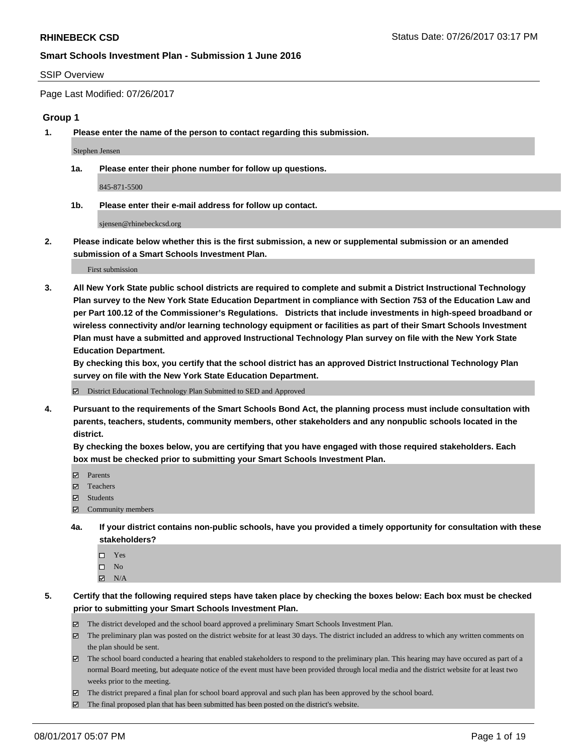**RHINEBECK CSD**

**Smart Schools Investment Plan - Submission 1 June 2016**

SSIP Overview

Page Last Modified: 07/26/2017

## Group 1

**1. Please enter the name of the person to contact regarding this submission.**

Stephen Jensen

**1a. Please enter their phone number for follow up questions.**

845-871-5500

**1b. Please enter their e-mail address for follow up contact.**

sjensen@rhinebeckcsd.org

**2. Please indicate below whether this is the first submission, a new or supplemental submission or an amended submission of a Smart Schools Investment Plan.**

First submission

**3. All New York State public school districts are required to complete and submit a District Instructional Technology Plan survey to the New York State Education Department in compliance with Section 753 of the Education Law and per Part 100.12 of the Commissioner's Regulations. Districts that include investments in high-speed broadband or wireless connectivity and/or learning technology equipment or facilities as part of their Smart Schools Investment Plan must have a submitted and approved Instructional Technology Plan survey on file with the New York State Education Department.**
**By checking this box, you certify that the school district has an approved District Instructional Technology Plan survey on file with the New York State Education Department.**

☑ District Educational Technology Plan Submitted to SED and Approved

**4. Pursuant to the requirements of the Smart Schools Bond Act, the planning process must include consultation with parents, teachers, students, community members, other stakeholders and any nonpublic schools located in the district.**
**By checking the boxes below, you are certifying that you have engaged with those required stakeholders. Each box must be checked prior to submitting your Smart Schools Investment Plan.**

☑ Parents
☑ Teachers
☑ Students
☑ Community members

**4a. If your district contains non-public schools, have you provided a timely opportunity for consultation with these stakeholders?**

☐ Yes
☐ No
☑ N/A

**5. Certify that the following required steps have taken place by checking the boxes below: Each box must be checked prior to submitting your Smart Schools Investment Plan.**

☑ The district developed and the school board approved a preliminary Smart Schools Investment Plan.
☑ The preliminary plan was posted on the district website for at least 30 days. The district included an address to which any written comments on the plan should be sent.
☑ The school board conducted a hearing that enabled stakeholders to respond to the preliminary plan. This hearing may have occured as part of a normal Board meeting, but adequate notice of the event must have been provided through local media and the district website for at least two weeks prior to the meeting.
☑ The district prepared a final plan for school board approval and such plan has been approved by the school board.
☑ The final proposed plan that has been submitted has been posted on the district's website.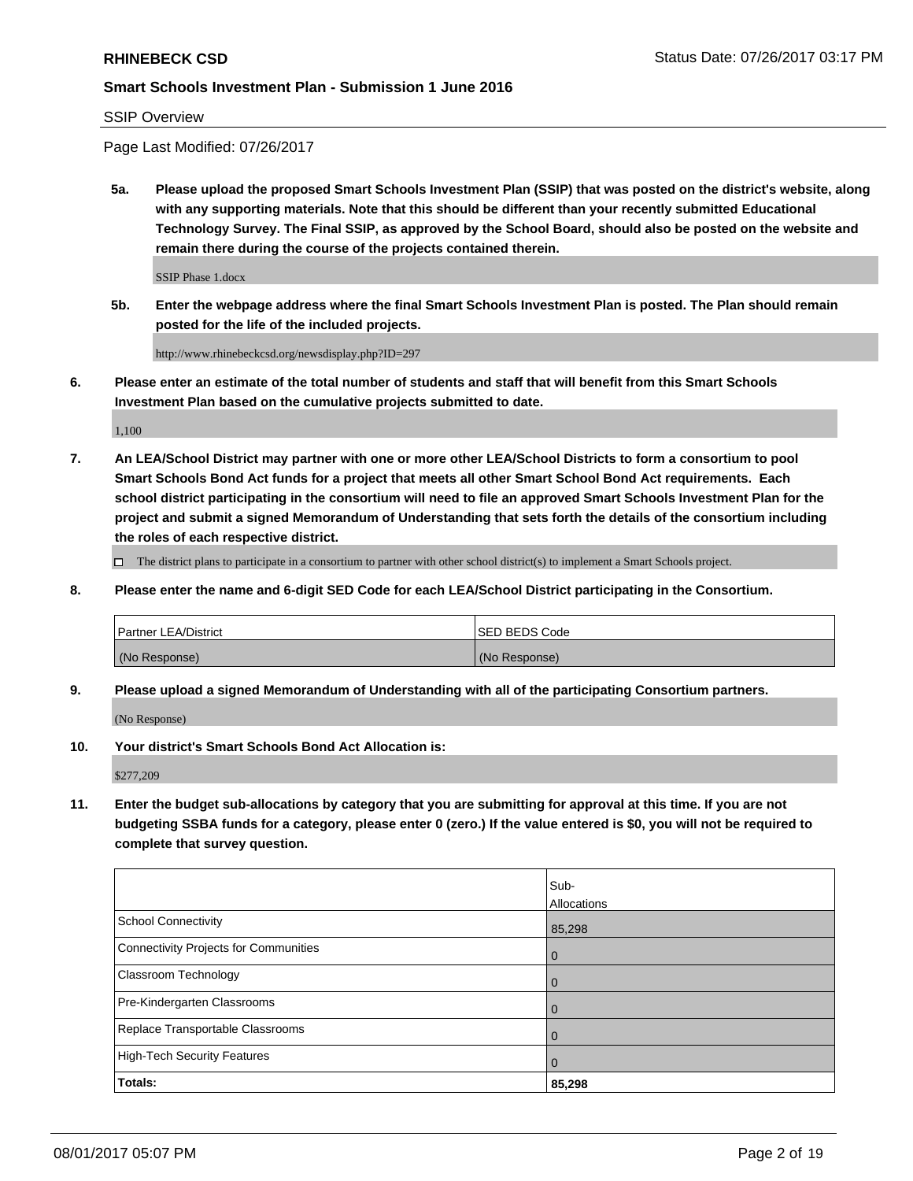**RHINEBECK CSD**

Status Date: 07/26/2017 03:17 PM

**Smart Schools Investment Plan - Submission 1 June 2016**

SSIP Overview

Page Last Modified: 07/26/2017

**5a. Please upload the proposed Smart Schools Investment Plan (SSIP) that was posted on the district's website, along with any supporting materials. Note that this should be different than your recently submitted Educational Technology Survey. The Final SSIP, as approved by the School Board, should also be posted on the website and remain there during the course of the projects contained therein.**

SSIP Phase 1.docx

**5b. Enter the webpage address where the final Smart Schools Investment Plan is posted. The Plan should remain posted for the life of the included projects.**

http://www.rhinebeckcsd.org/newsdisplay.php?ID=297

**6. Please enter an estimate of the total number of students and staff that will benefit from this Smart Schools Investment Plan based on the cumulative projects submitted to date.**

1,100

**7. An LEA/School District may partner with one or more other LEA/School Districts to form a consortium to pool Smart Schools Bond Act funds for a project that meets all other Smart School Bond Act requirements. Each school district participating in the consortium will need to file an approved Smart Schools Investment Plan for the project and submit a signed Memorandum of Understanding that sets forth the details of the consortium including the roles of each respective district.**

☐ The district plans to participate in a consortium to partner with other school district(s) to implement a Smart Schools project.

**8. Please enter the name and 6-digit SED Code for each LEA/School District participating in the Consortium.**

| Partner LEA/District | SED BEDS Code |
|---|---|
| (No Response) | (No Response) |

**9. Please upload a signed Memorandum of Understanding with all of the participating Consortium partners.**

(No Response)

**10. Your district's Smart Schools Bond Act Allocation is:**

$277,209

**11. Enter the budget sub-allocations by category that you are submitting for approval at this time. If you are not budgeting SSBA funds for a category, please enter 0 (zero.) If the value entered is $0, you will not be required to complete that survey question.**

| | Sub-Allocations |
|---|---|
| School Connectivity | 85,298 |
| Connectivity Projects for Communities | 0 |
| Classroom Technology | 0 |
| Pre-Kindergarten Classrooms | 0 |
| Replace Transportable Classrooms | 0 |
| High-Tech Security Features | 0 |
| **Totals:** | **85,298** |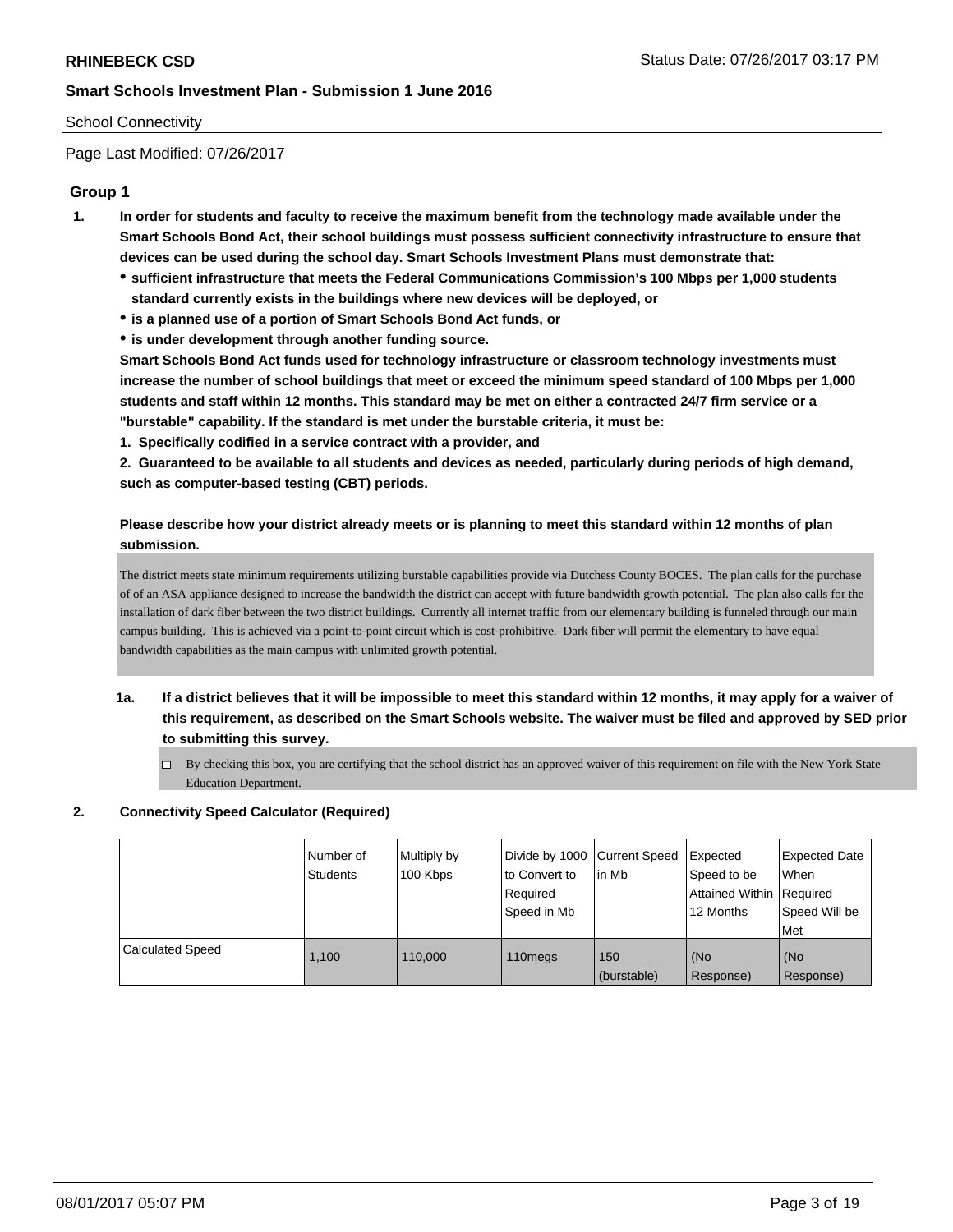School Connectivity

Page Last Modified: 07/26/2017

## Group 1

1. **In order for students and faculty to receive the maximum benefit from the technology made available under the Smart Schools Bond Act, their school buildings must possess sufficient connectivity infrastructure to ensure that devices can be used during the school day. Smart Schools Investment Plans must demonstrate that:**
   - **sufficient infrastructure that meets the Federal Communications Commission's 100 Mbps per 1,000 students standard currently exists in the buildings where new devices will be deployed, or**
   - **is a planned use of a portion of Smart Schools Bond Act funds, or**
   - **is under development through another funding source.**

   **Smart Schools Bond Act funds used for technology infrastructure or classroom technology investments must increase the number of school buildings that meet or exceed the minimum speed standard of 100 Mbps per 1,000 students and staff within 12 months. This standard may be met on either a contracted 24/7 firm service or a "burstable" capability. If the standard is met under the burstable criteria, it must be:**

   **1. Specifically codified in a service contract with a provider, and**

   **2. Guaranteed to be available to all students and devices as needed, particularly during periods of high demand, such as computer-based testing (CBT) periods.**

   **Please describe how your district already meets or is planning to meet this standard within 12 months of plan submission.**

   The district meets state minimum requirements utilizing burstable capabilities provide via Dutchess County BOCES. The plan calls for the purchase of of an ASA appliance designed to increase the bandwidth the district can accept with future bandwidth growth potential. The plan also calls for the installation of dark fiber between the two district buildings. Currently all internet traffic from our elementary building is funneled through our main campus building. This is achieved via a point-to-point circuit which is cost-prohibitive. Dark fiber will permit the elementary to have equal bandwidth capabilities as the main campus with unlimited growth potential.

   1a. **If a district believes that it will be impossible to meet this standard within 12 months, it may apply for a waiver of this requirement, as described on the Smart Schools website. The waiver must be filed and approved by SED prior to submitting this survey.**

   ☐ By checking this box, you are certifying that the school district has an approved waiver of this requirement on file with the New York State Education Department.

2. **Connectivity Speed Calculator (Required)**

| | Number of Students | Multiply by 100 Kbps | Divide by 1000 to Convert to Required Speed in Mb | Current Speed in Mb | Expected Speed to be Attained Within 12 Months | Expected Date When Required Speed Will be Met |
|---|---|---|---|---|---|---|
| Calculated Speed | 1,100 | 110,000 | 110megs | 150 (burstable) | (No Response) | (No Response) |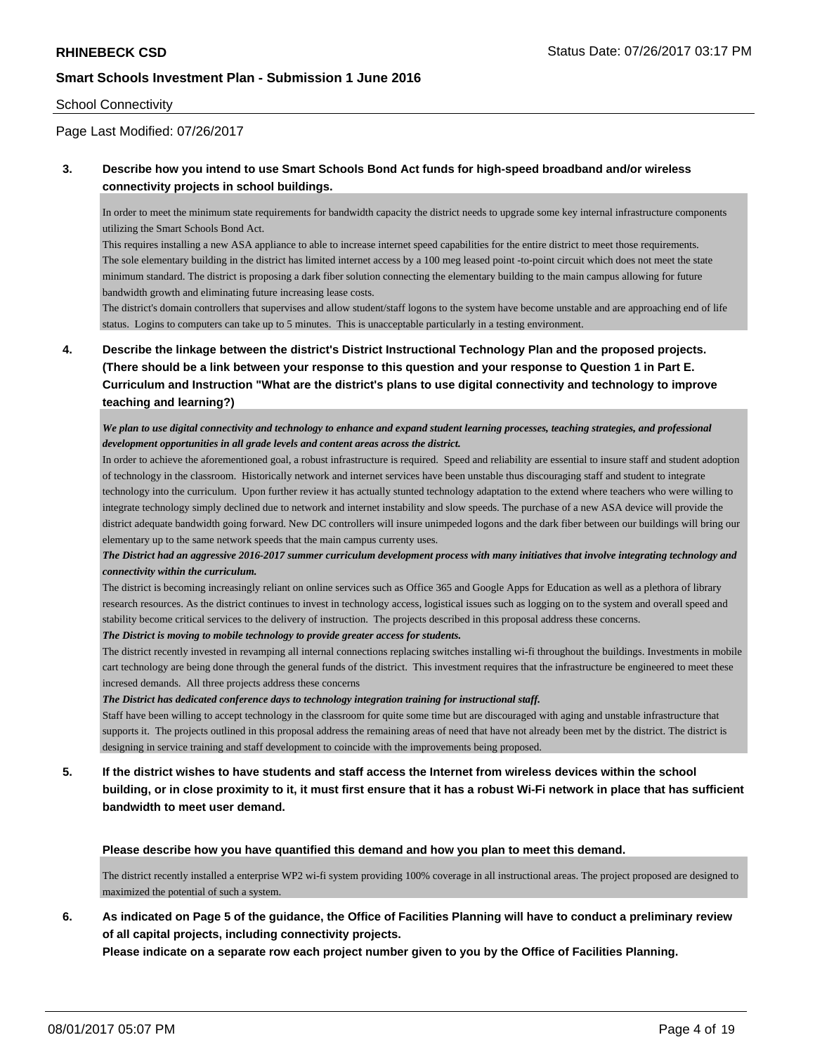School Connectivity

Page Last Modified: 07/26/2017

**3. Describe how you intend to use Smart Schools Bond Act funds for high-speed broadband and/or wireless connectivity projects in school buildings.**

In order to meet the minimum state requirements for bandwidth capacity the district needs to upgrade some key internal infrastructure components utilizing the Smart Schools Bond Act.
This requires installing a new ASA appliance to able to increase internet speed capabilities for the entire district to meet those requirements.
The sole elementary building in the district has limited internet access by a 100 meg leased point -to-point circuit which does not meet the state minimum standard. The district is proposing a dark fiber solution connecting the elementary building to the main campus allowing for future bandwidth growth and eliminating future increasing lease costs.
The district's domain controllers that supervises and allow student/staff logons to the system have become unstable and are approaching end of life status. Logins to computers can take up to 5 minutes. This is unacceptable particularly in a testing environment.

**4. Describe the linkage between the district's District Instructional Technology Plan and the proposed projects. (There should be a link between your response to this question and your response to Question 1 in Part E. Curriculum and Instruction "What are the district's plans to use digital connectivity and technology to improve teaching and learning?)**

***We plan to use digital connectivity and technology to enhance and expand student learning processes, teaching strategies, and professional development opportunities in all grade levels and content areas across the district.***
In order to achieve the aforementioned goal, a robust infrastructure is required. Speed and reliability are essential to insure staff and student adoption of technology in the classroom. Historically network and internet services have been unstable thus discouraging staff and student to integrate technology into the curriculum. Upon further review it has actually stunted technology adaptation to the extend where teachers who were willing to integrate technology simply declined due to network and internet instability and slow speeds. The purchase of a new ASA device will provide the district adequate bandwidth going forward. New DC controllers will insure unimpeded logons and the dark fiber between our buildings will bring our elementary up to the same network speeds that the main campus currenty uses.
***The District had an aggressive 2016-2017 summer curriculum development process with many initiatives that involve integrating technology and connectivity within the curriculum.***
The district is becoming increasingly reliant on online services such as Office 365 and Google Apps for Education as well as a plethora of library research resources. As the district continues to invest in technology access, logistical issues such as logging on to the system and overall speed and stability become critical services to the delivery of instruction. The projects described in this proposal address these concerns.
***The District is moving to mobile technology to provide greater access for students.***
The district recently invested in revamping all internal connections replacing switches installing wi-fi throughout the buildings. Investments in mobile cart technology are being done through the general funds of the district. This investment requires that the infrastructure be engineered to meet these incresed demands. All three projects address these concerns
***The District has dedicated conference days to technology integration training for instructional staff.***
Staff have been willing to accept technology in the classroom for quite some time but are discouraged with aging and unstable infrastructure that supports it. The projects outlined in this proposal address the remaining areas of need that have not already been met by the district. The district is designing in service training and staff development to coincide with the improvements being proposed.

**5. If the district wishes to have students and staff access the Internet from wireless devices within the school building, or in close proximity to it, it must first ensure that it has a robust Wi-Fi network in place that has sufficient bandwidth to meet user demand.**

**Please describe how you have quantified this demand and how you plan to meet this demand.**

The district recently installed a enterprise WP2 wi-fi system providing 100% coverage in all instructional areas. The project proposed are designed to maximized the potential of such a system.

**6. As indicated on Page 5 of the guidance, the Office of Facilities Planning will have to conduct a preliminary review of all capital projects, including connectivity projects.**
**Please indicate on a separate row each project number given to you by the Office of Facilities Planning.**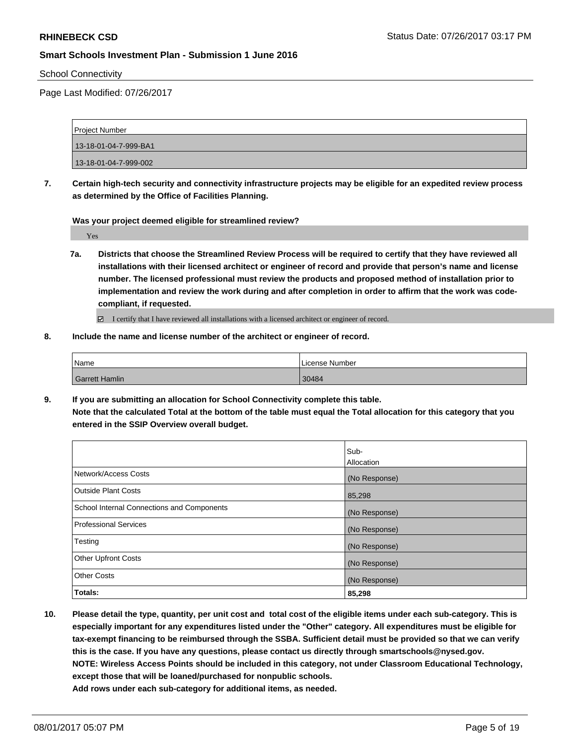School Connectivity

Page Last Modified: 07/26/2017

| Project Number |
|---|
| 13-18-01-04-7-999-BA1 |
| 13-18-01-04-7-999-002 |

**7. Certain high-tech security and connectivity infrastructure projects may be eligible for an expedited review process as determined by the Office of Facilities Planning.**

**Was your project deemed eligible for streamlined review?**

Yes

**7a. Districts that choose the Streamlined Review Process will be required to certify that they have reviewed all installations with their licensed architect or engineer of record and provide that person's name and license number. The licensed professional must review the products and proposed method of installation prior to implementation and review the work during and after completion in order to affirm that the work was code-compliant, if requested.**

☑ I certify that I have reviewed all installations with a licensed architect or engineer of record.

**8. Include the name and license number of the architect or engineer of record.**

| Name | License Number |
|---|---|
| Garrett Hamlin | 30484 |

**9. If you are submitting an allocation for School Connectivity complete this table.**
**Note that the calculated Total at the bottom of the table must equal the Total allocation for this category that you entered in the SSIP Overview overall budget.**

| | Sub-Allocation |
|---|---|
| Network/Access Costs | (No Response) |
| Outside Plant Costs | 85,298 |
| School Internal Connections and Components | (No Response) |
| Professional Services | (No Response) |
| Testing | (No Response) |
| Other Upfront Costs | (No Response) |
| Other Costs | (No Response) |
| **Totals:** | **85,298** |

**10. Please detail the type, quantity, per unit cost and total cost of the eligible items under each sub-category. This is especially important for any expenditures listed under the "Other" category. All expenditures must be eligible for tax-exempt financing to be reimbursed through the SSBA. Sufficient detail must be provided so that we can verify this is the case. If you have any questions, please contact us directly through smartschools@nysed.gov.**
**NOTE: Wireless Access Points should be included in this category, not under Classroom Educational Technology, except those that will be loaned/purchased for nonpublic schools.**
**Add rows under each sub-category for additional items, as needed.**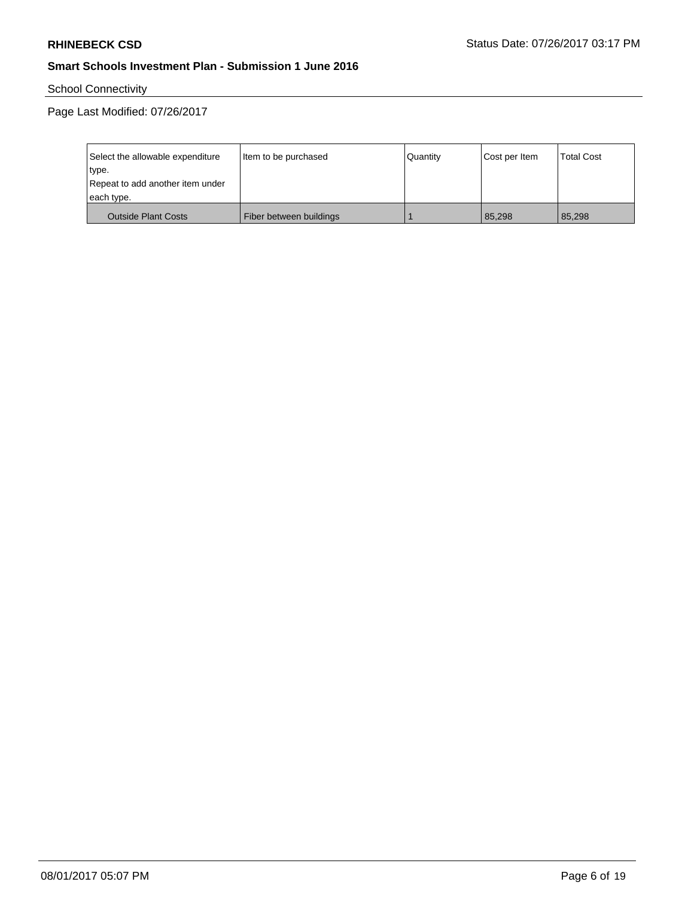School Connectivity

Page Last Modified: 07/26/2017

| Select the allowable expenditure type.<br>Repeat to add another item under each type. | Item to be purchased | Quantity | Cost per Item | Total Cost |
|---|---|---|---|---|
| Outside Plant Costs | Fiber between buildings | 1 | 85,298 | 85,298 |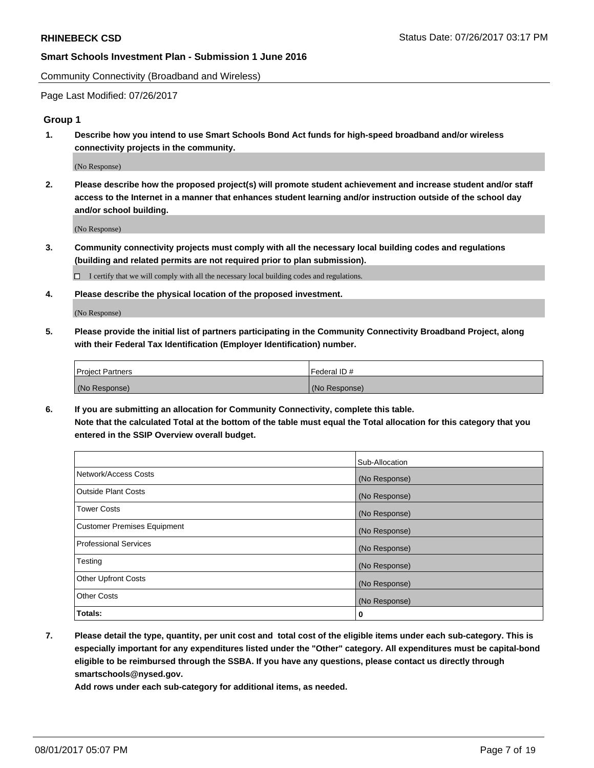Community Connectivity (Broadband and Wireless)

Page Last Modified: 07/26/2017

## Group 1

**1. Describe how you intend to use Smart Schools Bond Act funds for high-speed broadband and/or wireless connectivity projects in the community.**

(No Response)

**2. Please describe how the proposed project(s) will promote student achievement and increase student and/or staff access to the Internet in a manner that enhances student learning and/or instruction outside of the school day and/or school building.**

(No Response)

**3. Community connectivity projects must comply with all the necessary local building codes and regulations (building and related permits are not required prior to plan submission).**

☐ I certify that we will comply with all the necessary local building codes and regulations.

**4. Please describe the physical location of the proposed investment.**

(No Response)

**5. Please provide the initial list of partners participating in the Community Connectivity Broadband Project, along with their Federal Tax Identification (Employer Identification) number.**

| Project Partners | Federal ID # |
|---|---|
| (No Response) | (No Response) |

**6. If you are submitting an allocation for Community Connectivity, complete this table. Note that the calculated Total at the bottom of the table must equal the Total allocation for this category that you entered in the SSIP Overview overall budget.**

| | Sub-Allocation |
|---|---|
| Network/Access Costs | (No Response) |
| Outside Plant Costs | (No Response) |
| Tower Costs | (No Response) |
| Customer Premises Equipment | (No Response) |
| Professional Services | (No Response) |
| Testing | (No Response) |
| Other Upfront Costs | (No Response) |
| Other Costs | (No Response) |
| **Totals:** | **0** |

**7. Please detail the type, quantity, per unit cost and total cost of the eligible items under each sub-category. This is especially important for any expenditures listed under the "Other" category. All expenditures must be capital-bond eligible to be reimbursed through the SSBA. If you have any questions, please contact us directly through smartschools@nysed.gov.**

**Add rows under each sub-category for additional items, as needed.**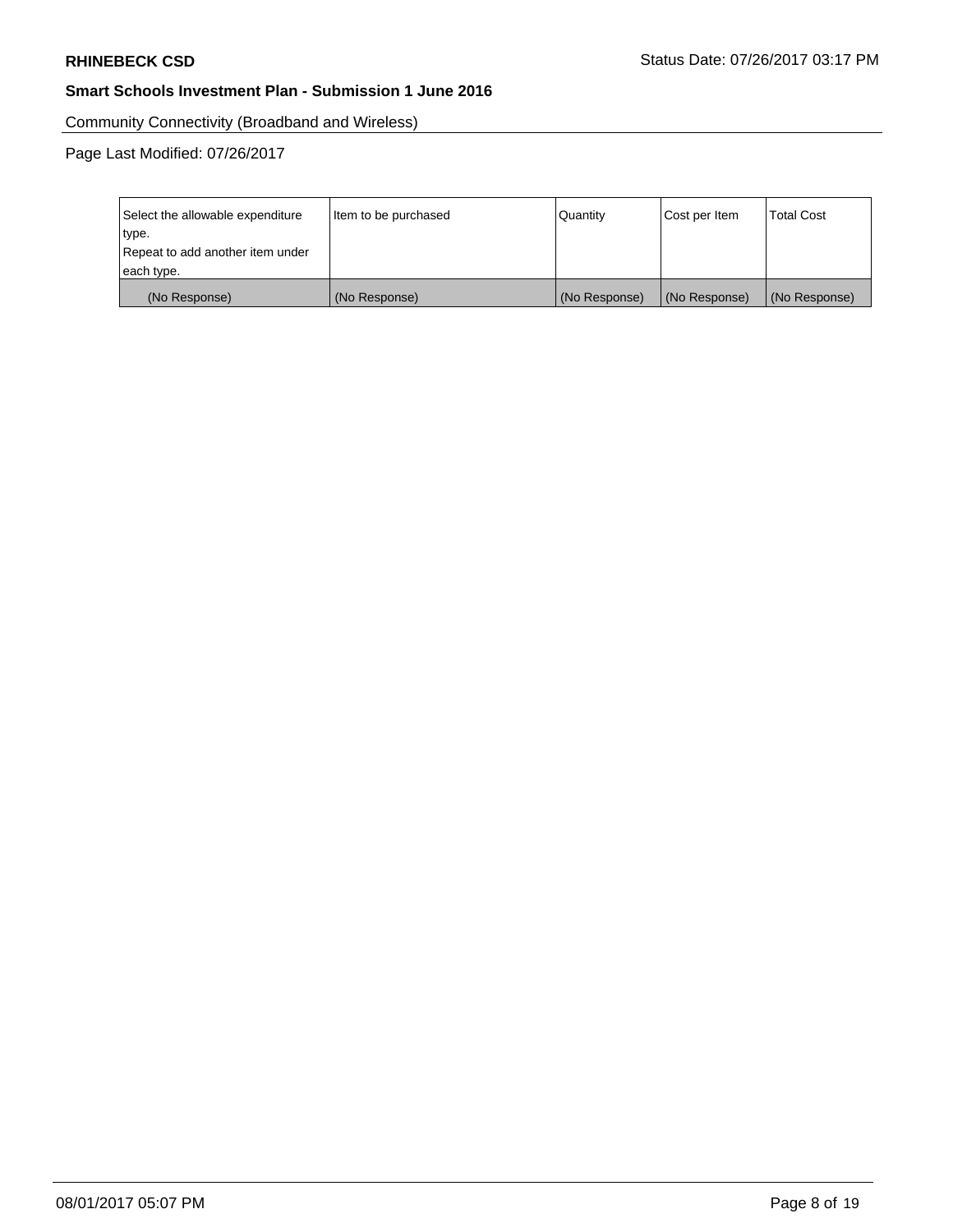Community Connectivity (Broadband and Wireless)

Page Last Modified: 07/26/2017

| Select the allowable expenditure type. Repeat to add another item under each type. | Item to be purchased | Quantity | Cost per Item | Total Cost |
|---|---|---|---|---|
| (No Response) | (No Response) | (No Response) | (No Response) | (No Response) |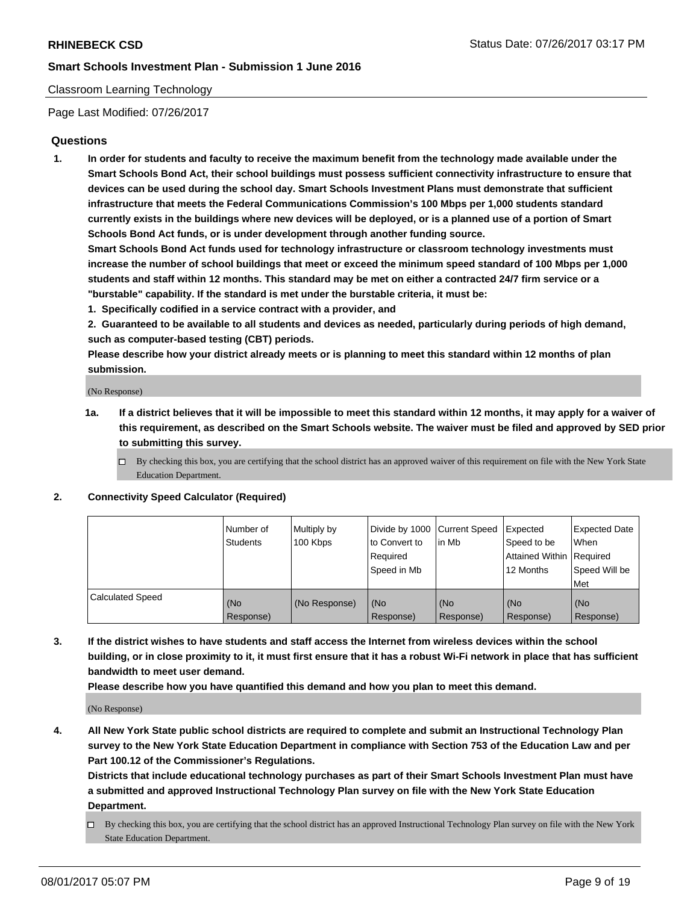Classroom Learning Technology

Page Last Modified: 07/26/2017

## Questions

1. **In order for students and faculty to receive the maximum benefit from the technology made available under the Smart Schools Bond Act, their school buildings must possess sufficient connectivity infrastructure to ensure that devices can be used during the school day. Smart Schools Investment Plans must demonstrate that sufficient infrastructure that meets the Federal Communications Commission's 100 Mbps per 1,000 students standard currently exists in the buildings where new devices will be deployed, or is a planned use of a portion of Smart Schools Bond Act funds, or is under development through another funding source.**

   **Smart Schools Bond Act funds used for technology infrastructure or classroom technology investments must increase the number of school buildings that meet or exceed the minimum speed standard of 100 Mbps per 1,000 students and staff within 12 months. This standard may be met on either a contracted 24/7 firm service or a "burstable" capability. If the standard is met under the burstable criteria, it must be:**

   **1. Specifically codified in a service contract with a provider, and**

   **2. Guaranteed to be available to all students and devices as needed, particularly during periods of high demand, such as computer-based testing (CBT) periods.**

   **Please describe how your district already meets or is planning to meet this standard within 12 months of plan submission.**

   (No Response)

   **1a. If a district believes that it will be impossible to meet this standard within 12 months, it may apply for a waiver of this requirement, as described on the Smart Schools website. The waiver must be filed and approved by SED prior to submitting this survey.**

   ☐ By checking this box, you are certifying that the school district has an approved waiver of this requirement on file with the New York State Education Department.

2. **Connectivity Speed Calculator (Required)**

| | Number of Students | Multiply by 100 Kbps | Divide by 1000 to Convert to Required Speed in Mb | Current Speed in Mb | Expected Speed to be Attained Within 12 Months | Expected Date When Required Speed Will be Met |
|---|---|---|---|---|---|---|
| Calculated Speed | (No Response) | (No Response) | (No Response) | (No Response) | (No Response) | (No Response) |

3. **If the district wishes to have students and staff access the Internet from wireless devices within the school building, or in close proximity to it, it must first ensure that it has a robust Wi-Fi network in place that has sufficient bandwidth to meet user demand.**

   **Please describe how you have quantified this demand and how you plan to meet this demand.**

   (No Response)

4. **All New York State public school districts are required to complete and submit an Instructional Technology Plan survey to the New York State Education Department in compliance with Section 753 of the Education Law and per Part 100.12 of the Commissioner's Regulations.**

   **Districts that include educational technology purchases as part of their Smart Schools Investment Plan must have a submitted and approved Instructional Technology Plan survey on file with the New York State Education Department.**

   ☐ By checking this box, you are certifying that the school district has an approved Instructional Technology Plan survey on file with the New York State Education Department.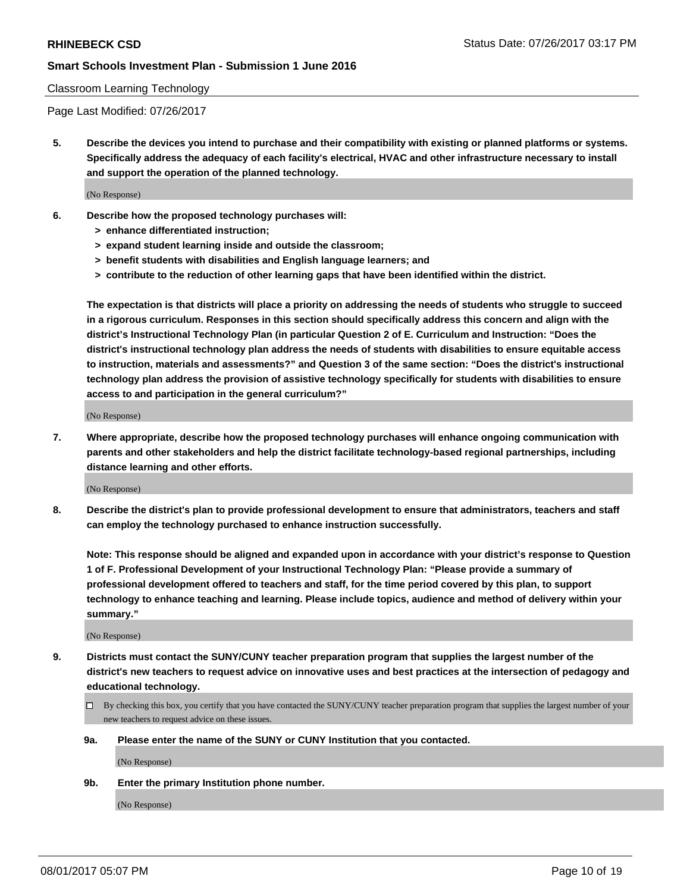Classroom Learning Technology

Page Last Modified: 07/26/2017

**5. Describe the devices you intend to purchase and their compatibility with existing or planned platforms or systems. Specifically address the adequacy of each facility's electrical, HVAC and other infrastructure necessary to install and support the operation of the planned technology.**

(No Response)

**6. Describe how the proposed technology purchases will:**
- **> enhance differentiated instruction;**
- **> expand student learning inside and outside the classroom;**
- **> benefit students with disabilities and English language learners; and**
- **> contribute to the reduction of other learning gaps that have been identified within the district.**

**The expectation is that districts will place a priority on addressing the needs of students who struggle to succeed in a rigorous curriculum. Responses in this section should specifically address this concern and align with the district's Instructional Technology Plan (in particular Question 2 of E. Curriculum and Instruction: "Does the district's instructional technology plan address the needs of students with disabilities to ensure equitable access to instruction, materials and assessments?" and Question 3 of the same section: "Does the district's instructional technology plan address the provision of assistive technology specifically for students with disabilities to ensure access to and participation in the general curriculum?"**

(No Response)

**7. Where appropriate, describe how the proposed technology purchases will enhance ongoing communication with parents and other stakeholders and help the district facilitate technology-based regional partnerships, including distance learning and other efforts.**

(No Response)

**8. Describe the district's plan to provide professional development to ensure that administrators, teachers and staff can employ the technology purchased to enhance instruction successfully.**

**Note: This response should be aligned and expanded upon in accordance with your district's response to Question 1 of F. Professional Development of your Instructional Technology Plan: "Please provide a summary of professional development offered to teachers and staff, for the time period covered by this plan, to support technology to enhance teaching and learning. Please include topics, audience and method of delivery within your summary."**

(No Response)

**9. Districts must contact the SUNY/CUNY teacher preparation program that supplies the largest number of the district's new teachers to request advice on innovative uses and best practices at the intersection of pedagogy and educational technology.**

☐ By checking this box, you certify that you have contacted the SUNY/CUNY teacher preparation program that supplies the largest number of your new teachers to request advice on these issues.

**9a. Please enter the name of the SUNY or CUNY Institution that you contacted.**

(No Response)

**9b. Enter the primary Institution phone number.**

(No Response)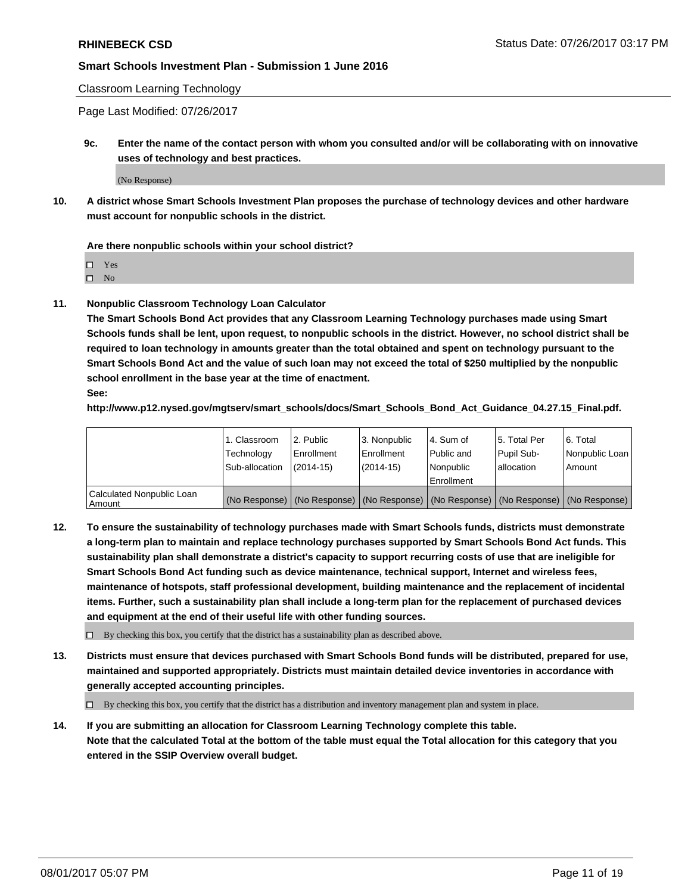Classroom Learning Technology

Page Last Modified: 07/26/2017

**9c. Enter the name of the contact person with whom you consulted and/or will be collaborating with on innovative uses of technology and best practices.**

(No Response)

**10. A district whose Smart Schools Investment Plan proposes the purchase of technology devices and other hardware must account for nonpublic schools in the district.**

**Are there nonpublic schools within your school district?**

☐ Yes
☐ No

**11. Nonpublic Classroom Technology Loan Calculator**

**The Smart Schools Bond Act provides that any Classroom Learning Technology purchases made using Smart Schools funds shall be lent, upon request, to nonpublic schools in the district. However, no school district shall be required to loan technology in amounts greater than the total obtained and spent on technology pursuant to the Smart Schools Bond Act and the value of such loan may not exceed the total of $250 multiplied by the nonpublic school enrollment in the base year at the time of enactment.**

**See:**

**http://www.p12.nysed.gov/mgtserv/smart_schools/docs/Smart_Schools_Bond_Act_Guidance_04.27.15_Final.pdf.**

| | 1. Classroom Technology Sub-allocation | 2. Public Enrollment (2014-15) | 3. Nonpublic Enrollment (2014-15) | 4. Sum of Public and Nonpublic Enrollment | 5. Total Per Pupil Sub-allocation | 6. Total Nonpublic Loan Amount |
|---|---|---|---|---|---|---|
| Calculated Nonpublic Loan Amount | (No Response) | (No Response) | (No Response) | (No Response) | (No Response) | (No Response) |

**12. To ensure the sustainability of technology purchases made with Smart Schools funds, districts must demonstrate a long-term plan to maintain and replace technology purchases supported by Smart Schools Bond Act funds. This sustainability plan shall demonstrate a district's capacity to support recurring costs of use that are ineligible for Smart Schools Bond Act funding such as device maintenance, technical support, Internet and wireless fees, maintenance of hotspots, staff professional development, building maintenance and the replacement of incidental items. Further, such a sustainability plan shall include a long-term plan for the replacement of purchased devices and equipment at the end of their useful life with other funding sources.**

☐ By checking this box, you certify that the district has a sustainability plan as described above.

**13. Districts must ensure that devices purchased with Smart Schools Bond funds will be distributed, prepared for use, maintained and supported appropriately. Districts must maintain detailed device inventories in accordance with generally accepted accounting principles.**

☐ By checking this box, you certify that the district has a distribution and inventory management plan and system in place.

**14. If you are submitting an allocation for Classroom Learning Technology complete this table.**
**Note that the calculated Total at the bottom of the table must equal the Total allocation for this category that you entered in the SSIP Overview overall budget.**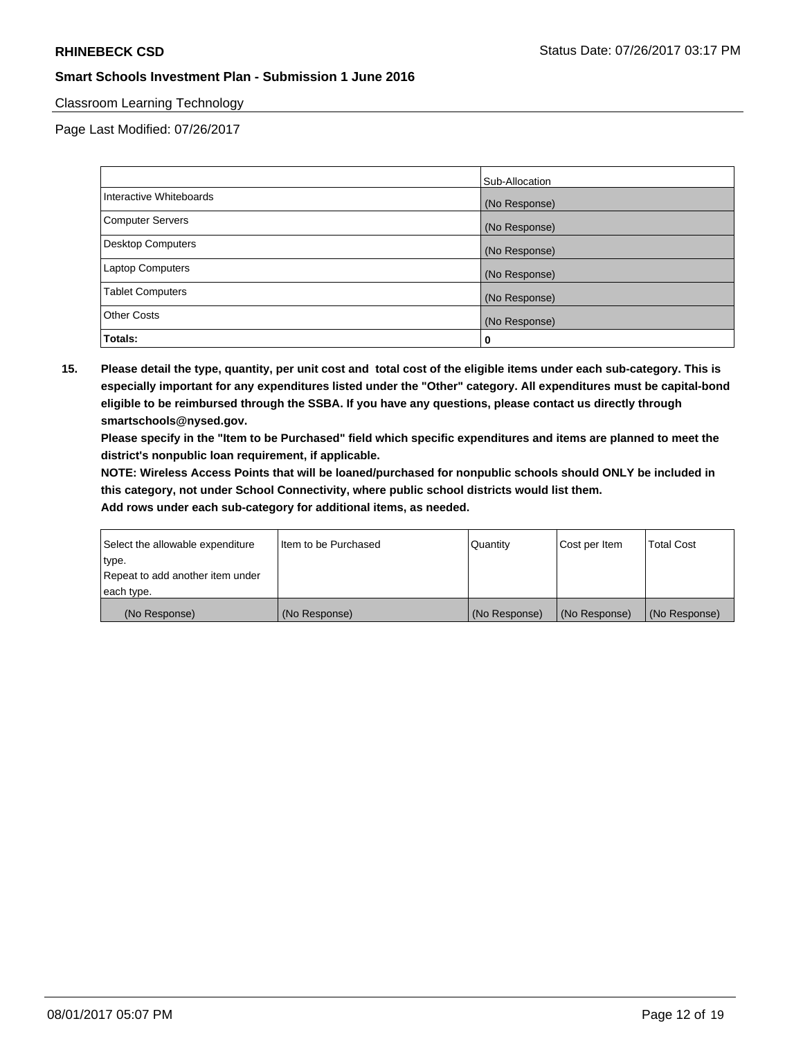Classroom Learning Technology

Page Last Modified: 07/26/2017

| | Sub-Allocation |
|---|---|
| Interactive Whiteboards | (No Response) |
| Computer Servers | (No Response) |
| Desktop Computers | (No Response) |
| Laptop Computers | (No Response) |
| Tablet Computers | (No Response) |
| Other Costs | (No Response) |
| **Totals:** | **0** |

**15. Please detail the type, quantity, per unit cost and total cost of the eligible items under each sub-category. This is especially important for any expenditures listed under the "Other" category. All expenditures must be capital-bond eligible to be reimbursed through the SSBA. If you have any questions, please contact us directly through smartschools@nysed.gov.**

**Please specify in the "Item to be Purchased" field which specific expenditures and items are planned to meet the district's nonpublic loan requirement, if applicable.**

**NOTE: Wireless Access Points that will be loaned/purchased for nonpublic schools should ONLY be included in this category, not under School Connectivity, where public school districts would list them.**

**Add rows under each sub-category for additional items, as needed.**

| Select the allowable expenditure type. Repeat to add another item under each type. | Item to be Purchased | Quantity | Cost per Item | Total Cost |
|---|---|---|---|---|
| (No Response) | (No Response) | (No Response) | (No Response) | (No Response) |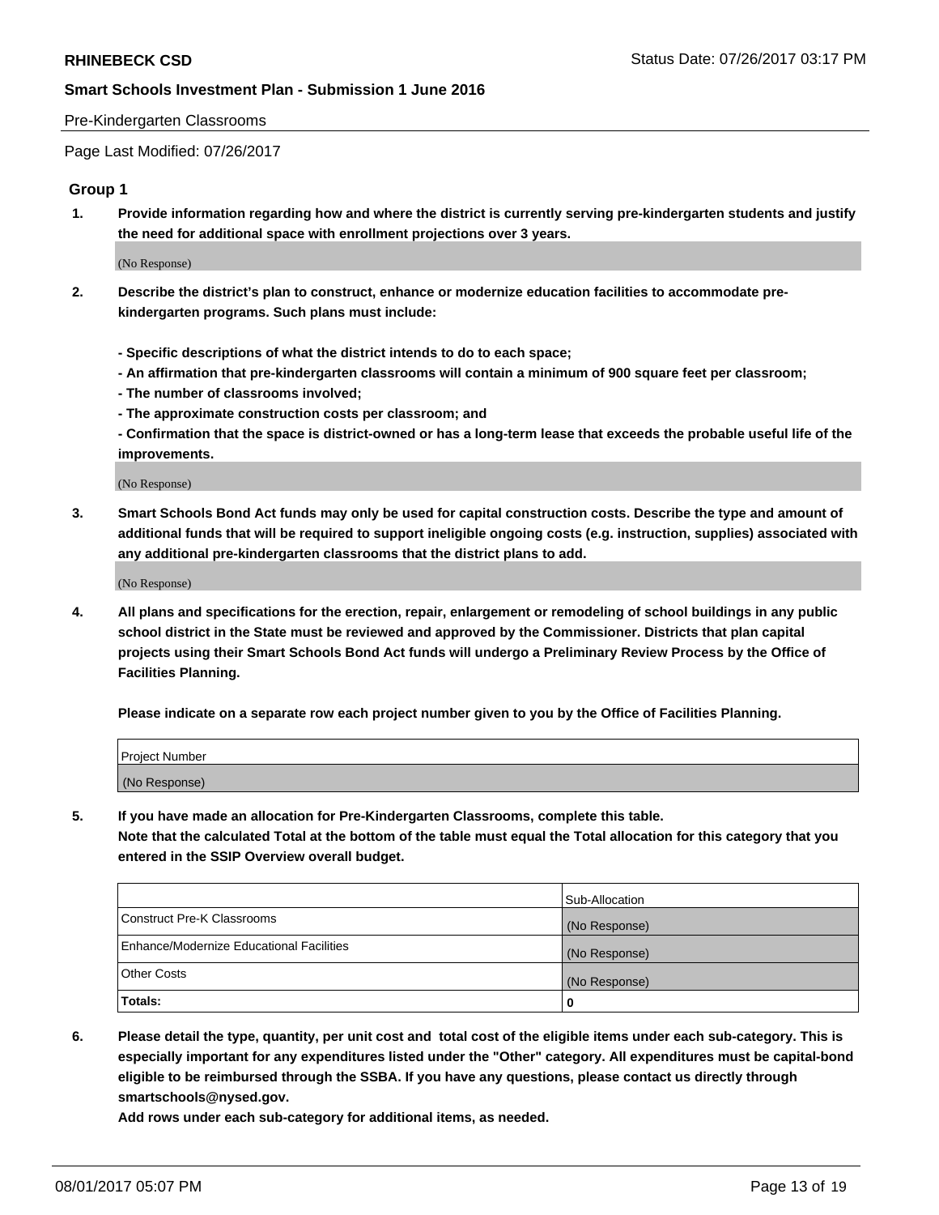Pre-Kindergarten Classrooms

Page Last Modified: 07/26/2017

### Group 1

**1. Provide information regarding how and where the district is currently serving pre-kindergarten students and justify the need for additional space with enrollment projections over 3 years.**

(No Response)

**2. Describe the district's plan to construct, enhance or modernize education facilities to accommodate pre-kindergarten programs. Such plans must include:**

**- Specific descriptions of what the district intends to do to each space;**
**- An affirmation that pre-kindergarten classrooms will contain a minimum of 900 square feet per classroom;**
**- The number of classrooms involved;**
**- The approximate construction costs per classroom; and**
**- Confirmation that the space is district-owned or has a long-term lease that exceeds the probable useful life of the improvements.**

(No Response)

**3. Smart Schools Bond Act funds may only be used for capital construction costs. Describe the type and amount of additional funds that will be required to support ineligible ongoing costs (e.g. instruction, supplies) associated with any additional pre-kindergarten classrooms that the district plans to add.**

(No Response)

**4. All plans and specifications for the erection, repair, enlargement or remodeling of school buildings in any public school district in the State must be reviewed and approved by the Commissioner. Districts that plan capital projects using their Smart Schools Bond Act funds will undergo a Preliminary Review Process by the Office of Facilities Planning.**

**Please indicate on a separate row each project number given to you by the Office of Facilities Planning.**

| Project Number |
|---|
| (No Response) |

**5. If you have made an allocation for Pre-Kindergarten Classrooms, complete this table.**
**Note that the calculated Total at the bottom of the table must equal the Total allocation for this category that you entered in the SSIP Overview overall budget.**

| | Sub-Allocation |
|---|---|
| Construct Pre-K Classrooms | (No Response) |
| Enhance/Modernize Educational Facilities | (No Response) |
| Other Costs | (No Response) |
| **Totals:** | **0** |

**6. Please detail the type, quantity, per unit cost and total cost of the eligible items under each sub-category. This is especially important for any expenditures listed under the "Other" category. All expenditures must be capital-bond eligible to be reimbursed through the SSBA. If you have any questions, please contact us directly through smartschools@nysed.gov.**
**Add rows under each sub-category for additional items, as needed.**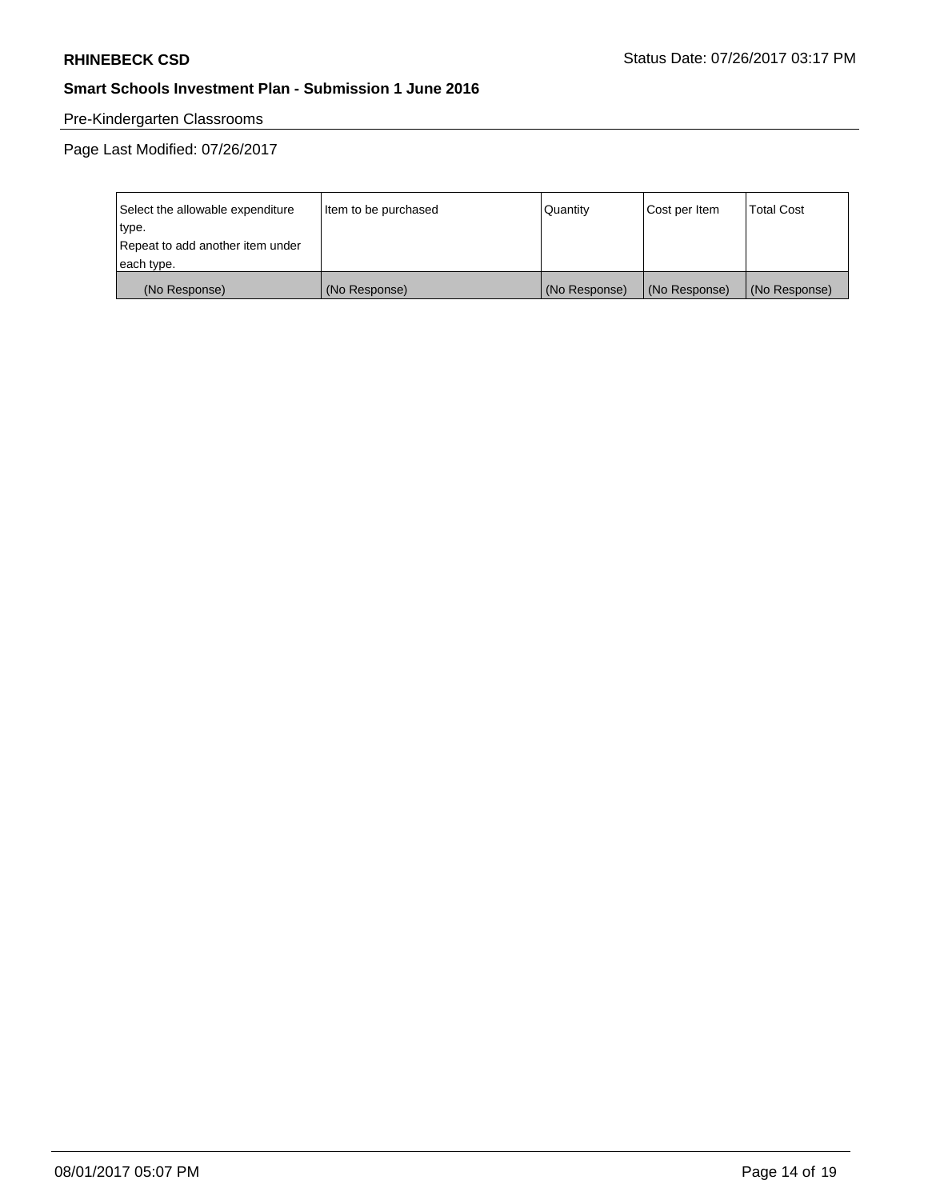Pre-Kindergarten Classrooms

Page Last Modified: 07/26/2017

| Select the allowable expenditure type.<br>Repeat to add another item under each type. | Item to be purchased | Quantity | Cost per Item | Total Cost |
|---|---|---|---|---|
| (No Response) | (No Response) | (No Response) | (No Response) | (No Response) |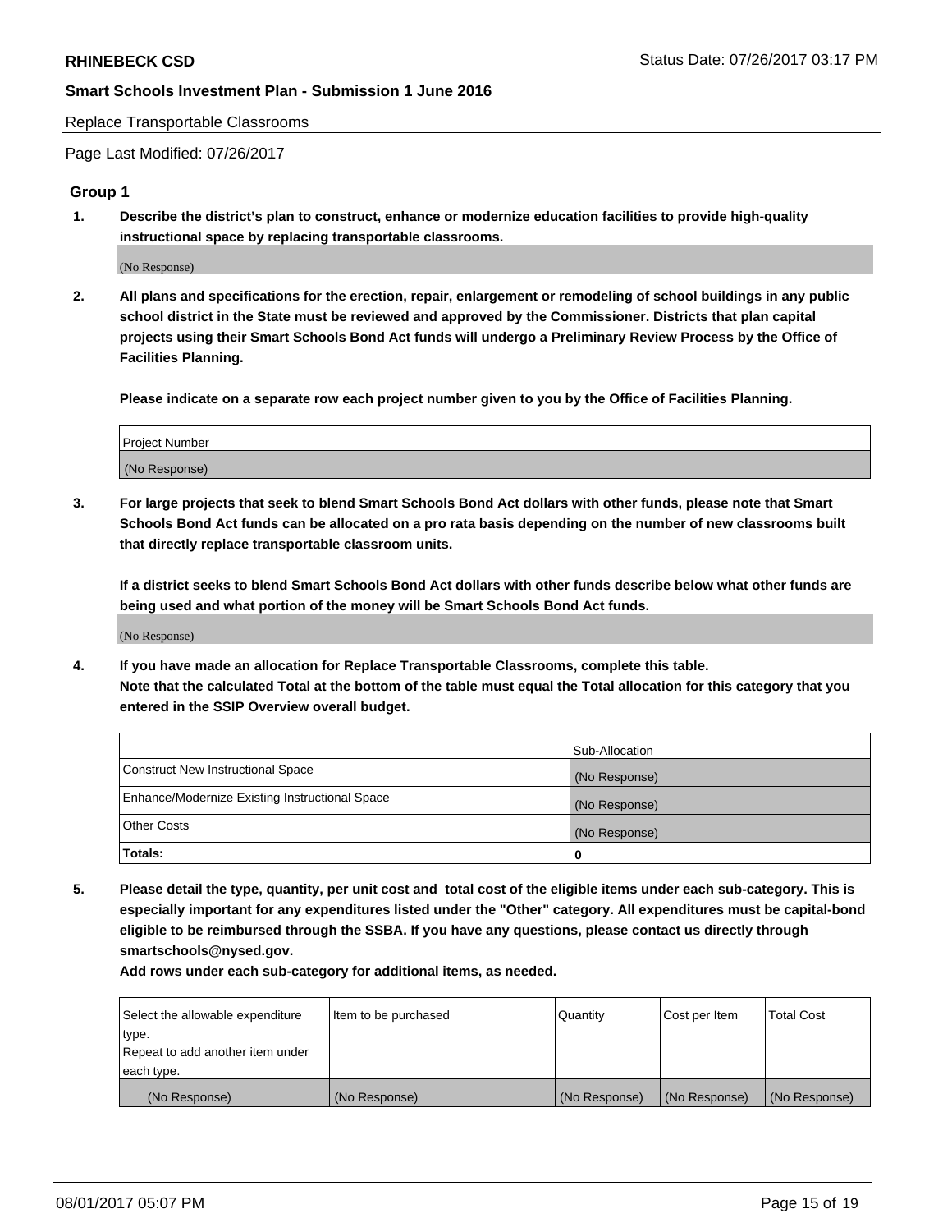Replace Transportable Classrooms

Page Last Modified: 07/26/2017

## Group 1

**1. Describe the district's plan to construct, enhance or modernize education facilities to provide high-quality instructional space by replacing transportable classrooms.**

(No Response)

**2. All plans and specifications for the erection, repair, enlargement or remodeling of school buildings in any public school district in the State must be reviewed and approved by the Commissioner. Districts that plan capital projects using their Smart Schools Bond Act funds will undergo a Preliminary Review Process by the Office of Facilities Planning.**

**Please indicate on a separate row each project number given to you by the Office of Facilities Planning.**

| Project Number |
| --- |
| (No Response) |

**3. For large projects that seek to blend Smart Schools Bond Act dollars with other funds, please note that Smart Schools Bond Act funds can be allocated on a pro rata basis depending on the number of new classrooms built that directly replace transportable classroom units.**

**If a district seeks to blend Smart Schools Bond Act dollars with other funds describe below what other funds are being used and what portion of the money will be Smart Schools Bond Act funds.**

(No Response)

**4. If you have made an allocation for Replace Transportable Classrooms, complete this table.**
**Note that the calculated Total at the bottom of the table must equal the Total allocation for this category that you entered in the SSIP Overview overall budget.**

| | Sub-Allocation |
| --- | --- |
| Construct New Instructional Space | (No Response) |
| Enhance/Modernize Existing Instructional Space | (No Response) |
| Other Costs | (No Response) |
| **Totals:** | **0** |

**5. Please detail the type, quantity, per unit cost and total cost of the eligible items under each sub-category. This is especially important for any expenditures listed under the "Other" category. All expenditures must be capital-bond eligible to be reimbursed through the SSBA. If you have any questions, please contact us directly through smartschools@nysed.gov.**

**Add rows under each sub-category for additional items, as needed.**

| Select the allowable expenditure type. Repeat to add another item under each type. | Item to be purchased | Quantity | Cost per Item | Total Cost |
| --- | --- | --- | --- | --- |
| (No Response) | (No Response) | (No Response) | (No Response) | (No Response) |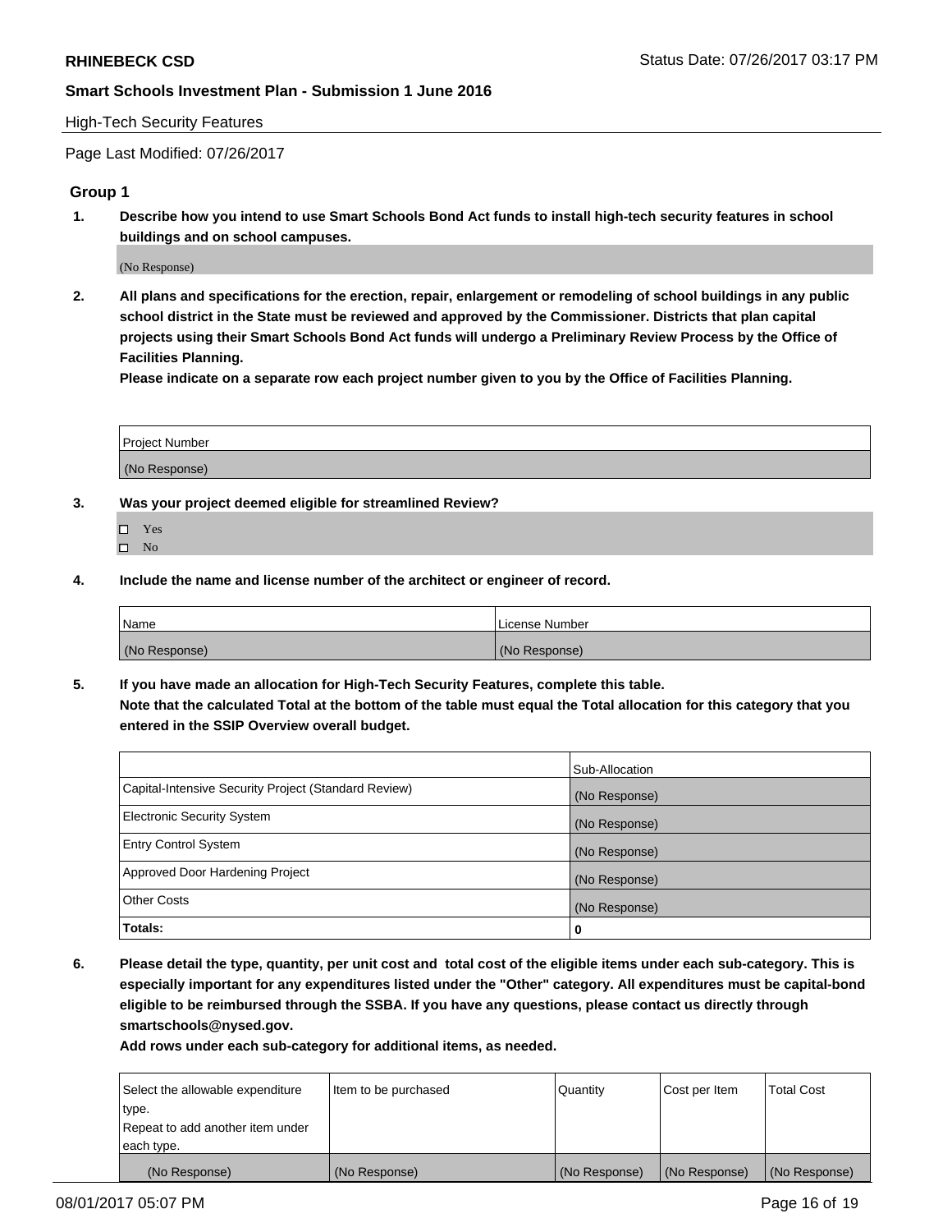High-Tech Security Features

Page Last Modified: 07/26/2017

## Group 1

**1. Describe how you intend to use Smart Schools Bond Act funds to install high-tech security features in school buildings and on school campuses.**

(No Response)

**2. All plans and specifications for the erection, repair, enlargement or remodeling of school buildings in any public school district in the State must be reviewed and approved by the Commissioner. Districts that plan capital projects using their Smart Schools Bond Act funds will undergo a Preliminary Review Process by the Office of Facilities Planning.**

**Please indicate on a separate row each project number given to you by the Office of Facilities Planning.**

| Project Number |
| --- |
| (No Response) |

**3. Was your project deemed eligible for streamlined Review?**

- ☐ Yes
- ☐ No

**4. Include the name and license number of the architect or engineer of record.**

| Name | License Number |
| --- | --- |
| (No Response) | (No Response) |

**5. If you have made an allocation for High-Tech Security Features, complete this table.**
**Note that the calculated Total at the bottom of the table must equal the Total allocation for this category that you entered in the SSIP Overview overall budget.**

| | Sub-Allocation |
| --- | --- |
| Capital-Intensive Security Project (Standard Review) | (No Response) |
| Electronic Security System | (No Response) |
| Entry Control System | (No Response) |
| Approved Door Hardening Project | (No Response) |
| Other Costs | (No Response) |
| **Totals:** | **0** |

**6. Please detail the type, quantity, per unit cost and total cost of the eligible items under each sub-category. This is especially important for any expenditures listed under the "Other" category. All expenditures must be capital-bond eligible to be reimbursed through the SSBA. If you have any questions, please contact us directly through smartschools@nysed.gov.**

**Add rows under each sub-category for additional items, as needed.**

| Select the allowable expenditure type. Repeat to add another item under each type. | Item to be purchased | Quantity | Cost per Item | Total Cost |
| --- | --- | --- | --- | --- |
| (No Response) | (No Response) | (No Response) | (No Response) | (No Response) |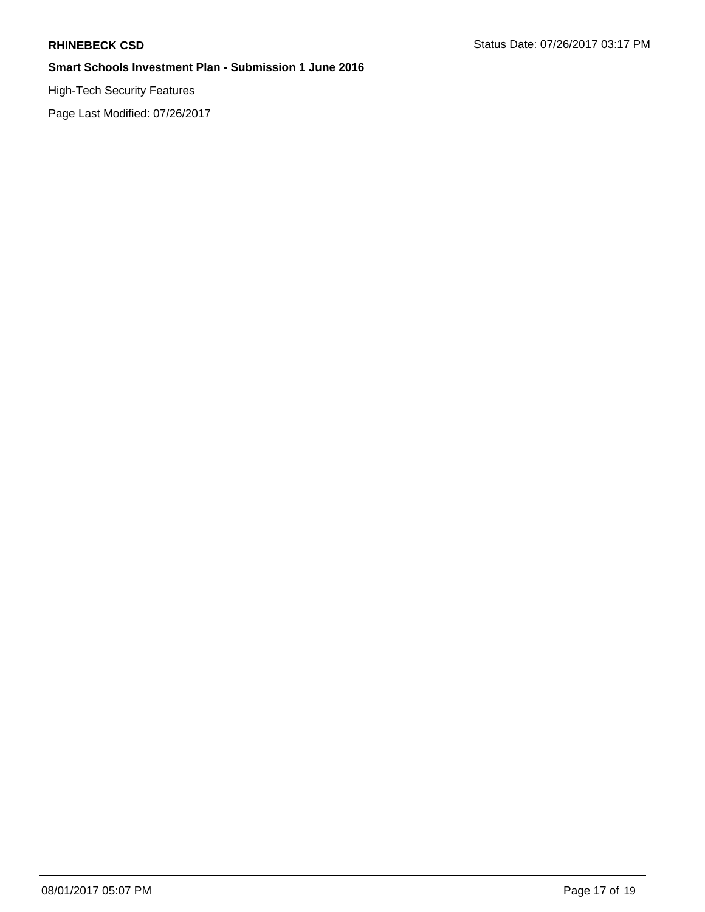High-Tech Security Features

Page Last Modified: 07/26/2017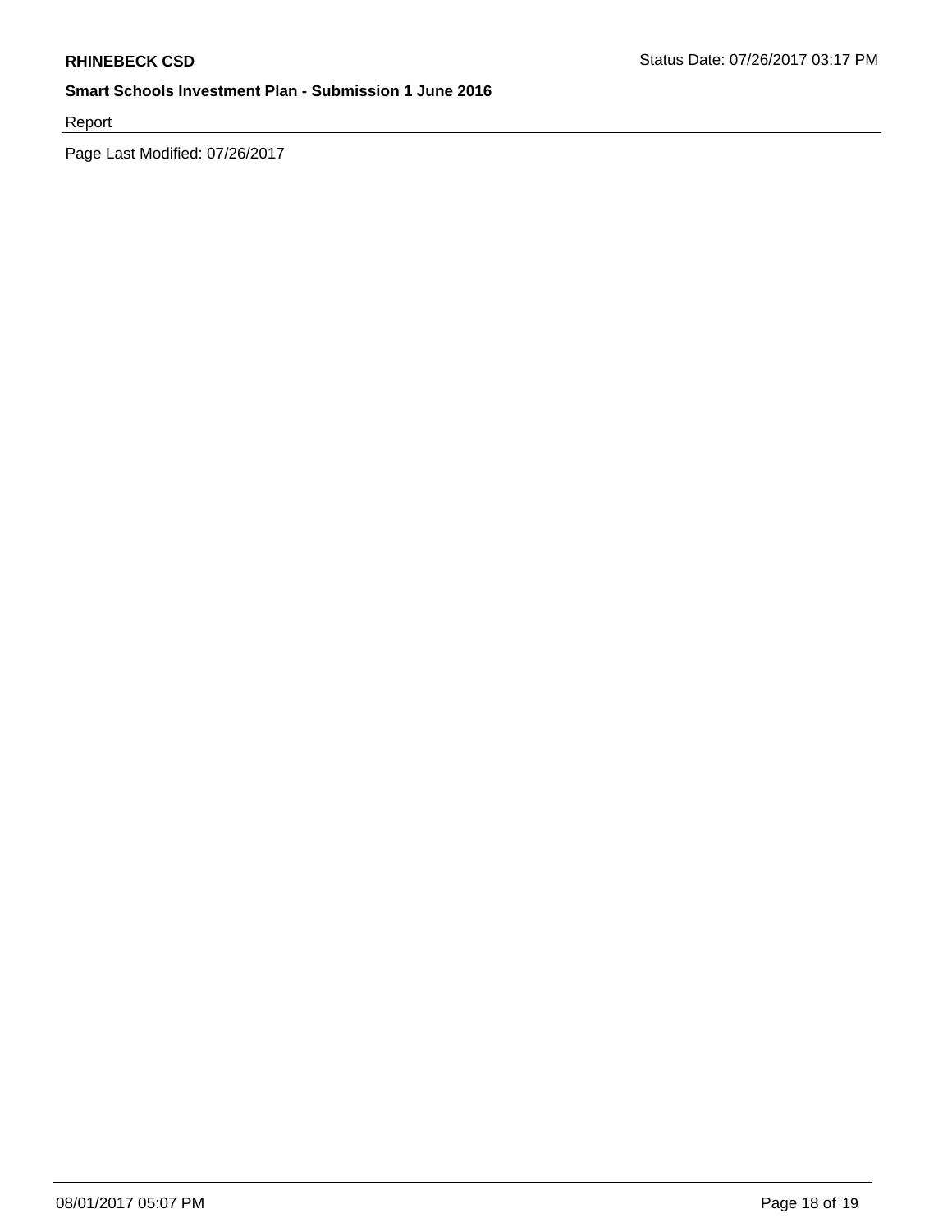Report

Page Last Modified: 07/26/2017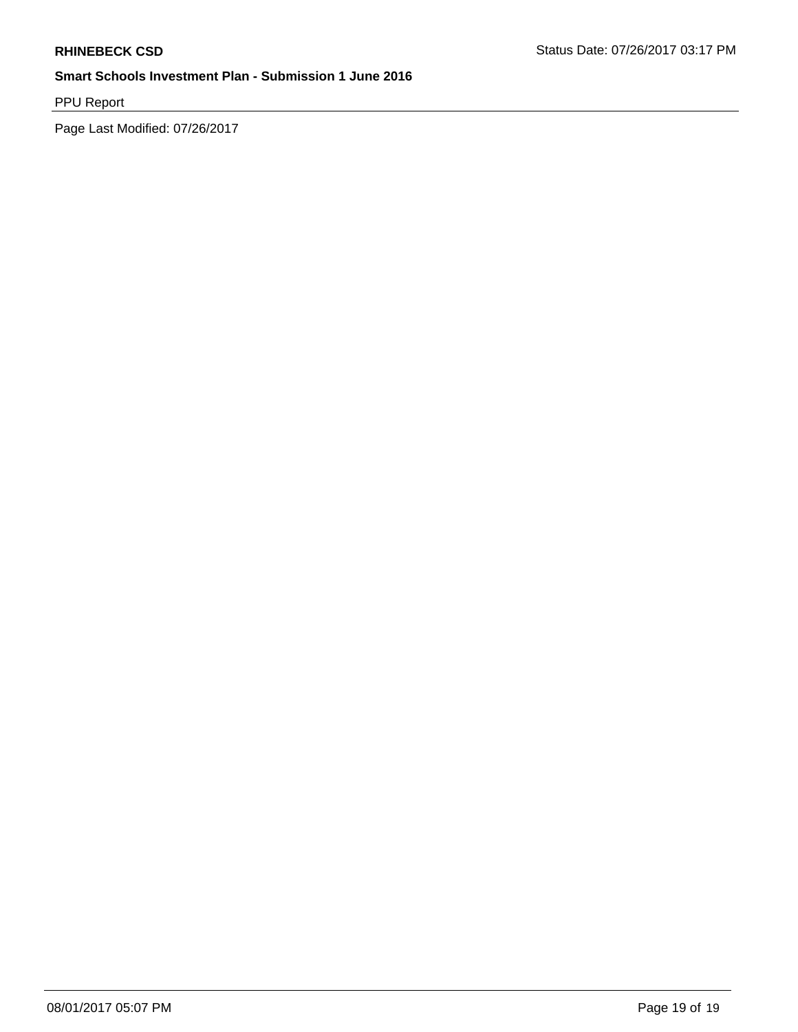Page Last Modified: 07/26/2017